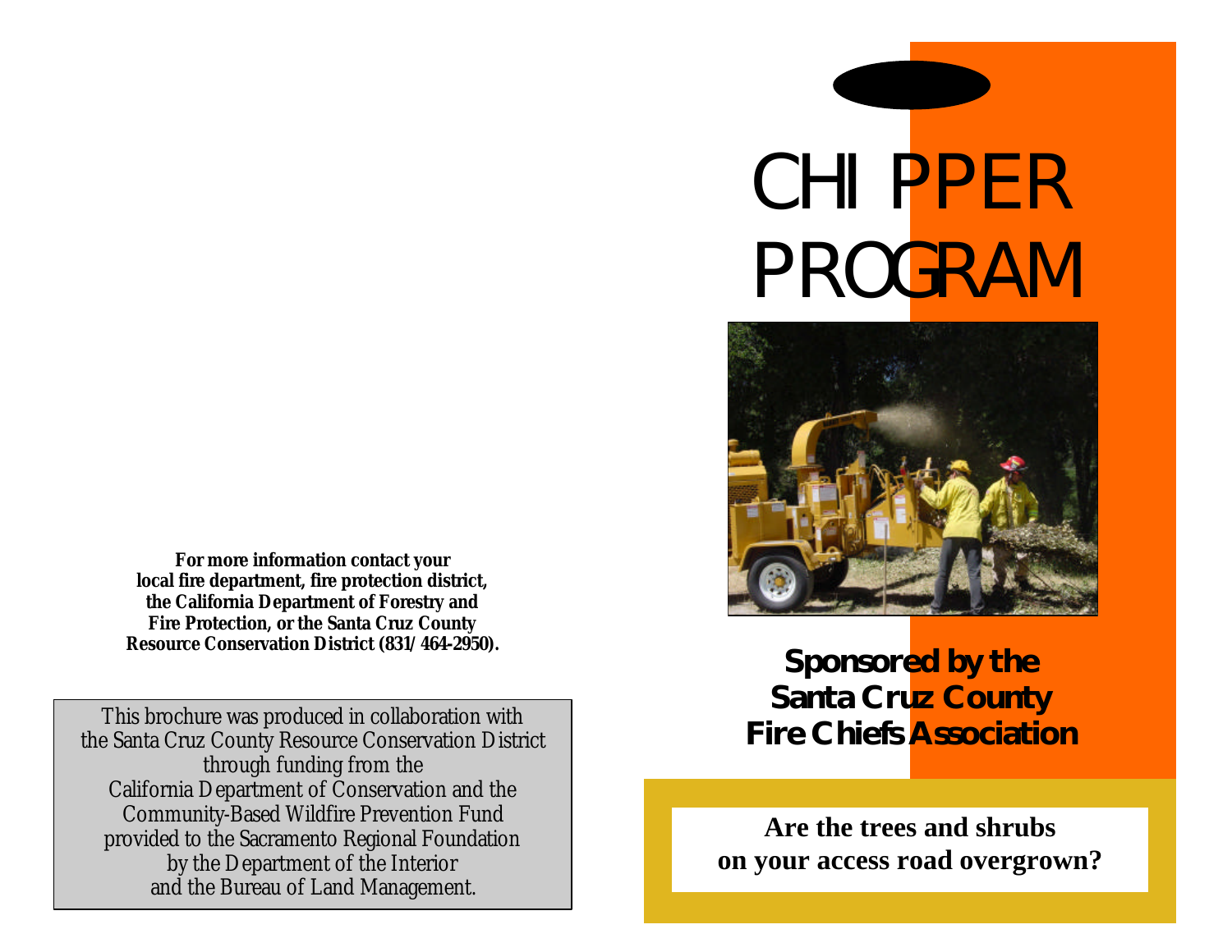**For more information contact your local fire department, fire protection district, the California Department of Forestry and Fire Protection, or the Santa Cruz County Resource Conservation District (831/464-2950).**

This brochure was produced in collaboration with the Santa Cruz County Resource Conservation District through funding from the California Department of Conservation and the Community-Based Wildfire Prevention Fund provided to the Sacramento Regional Foundation by the Department of the Interior and the Bureau of Land Management.

# CHIPPER PROGRAM

**Sponsored by the Santa Cruz County Fire Chiefs Association**

**Are the trees and shrubs on your access road overgrown?**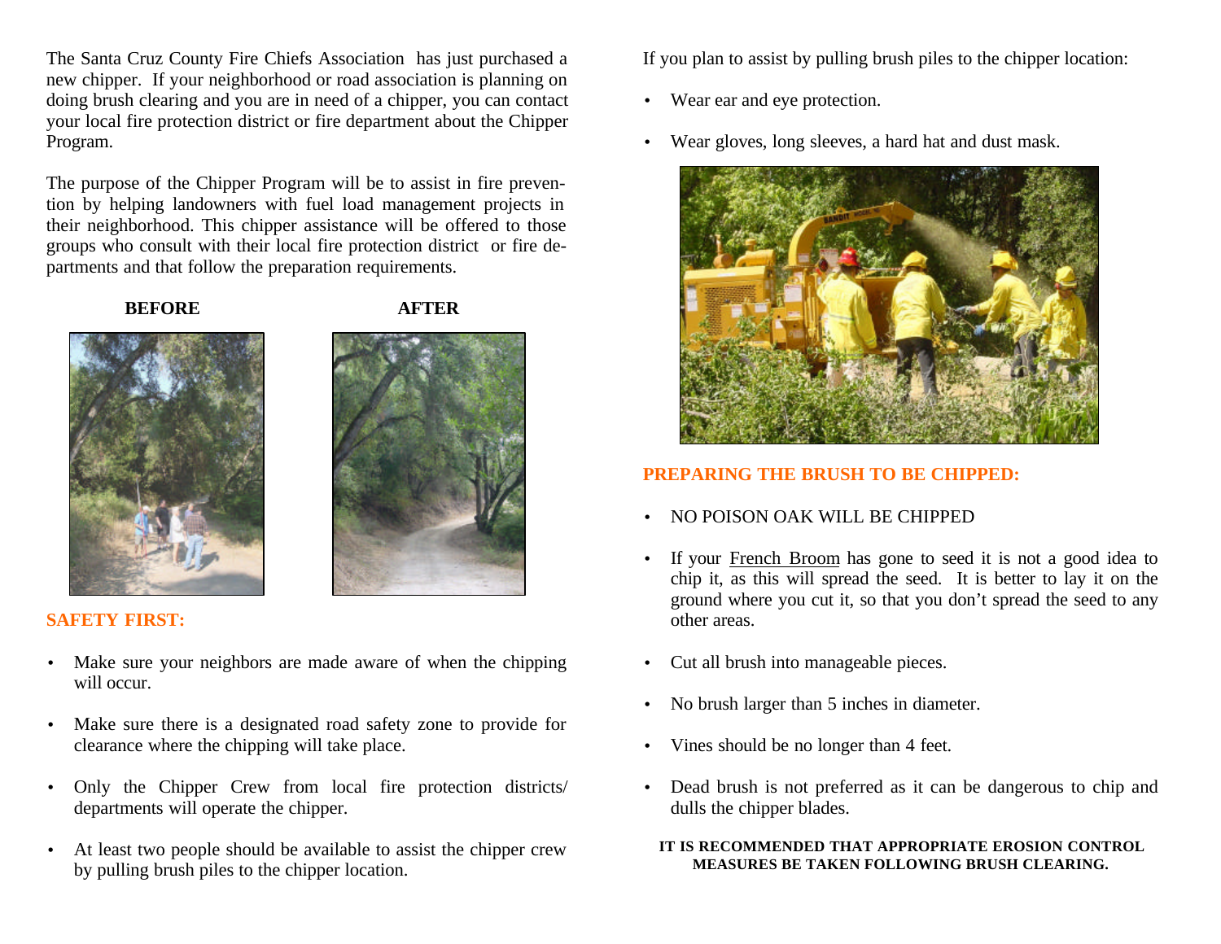The Santa Cruz County Fire Chiefs Association has just purchased a new chipper. If your neighborhood or road association is planning on doing brush clearing and you are in need of a chipper, you can contact your local fire protection district or fire department about the Chipper Program.

The purpose of the Chipper Program will be to assist in fire prevention by helping landowners with fuel load management projects in their neighborhood. This chipper assistance will be offered to those groups who consult with their local fire protection district or fire departments and that follow the preparation requirements.

**BEFORE** **AFTER**

## SAFETY FIRST:

- Make sure your neighbors are made aware of when the chipping will occur.
- Make sure there is a designated road safety zone to provide for clearance where the chipping will take place.
- Only the Chipper Crew from local fire protection districts/ departments will operate the chipper.
- At least two people should be available to assist the chipper crew by pulling brush piles to the chipper location.

If you plan to assist by pulling brush piles to the chipper location:

- Wear ear and eye protection.
- Wear gloves, long sleeves, a hard hat and dust mask.

## PREPARING THE BRUSH TO BE CHIPPED:

- NO POISON OAK WILL BE CHIPPED
- If your French Broom has gone to seed it is not a good idea to chip it, as this will spread the seed. It is better to lay it on the ground where you cut it, so that you don't spread the seed to any other areas.
- Cut all brush into manageable pieces.
- No brush larger than 5 inches in diameter.
- Vines should be no longer than 4 feet.
- Dead brush is not preferred as it can be dangerous to chip and dulls the chipper blades.

**IT IS RECOMMENDED THAT APPROPRIATE EROSION CONTROL MEASURES BE TAKEN FOLLOWING BRUSH CLEARING.**